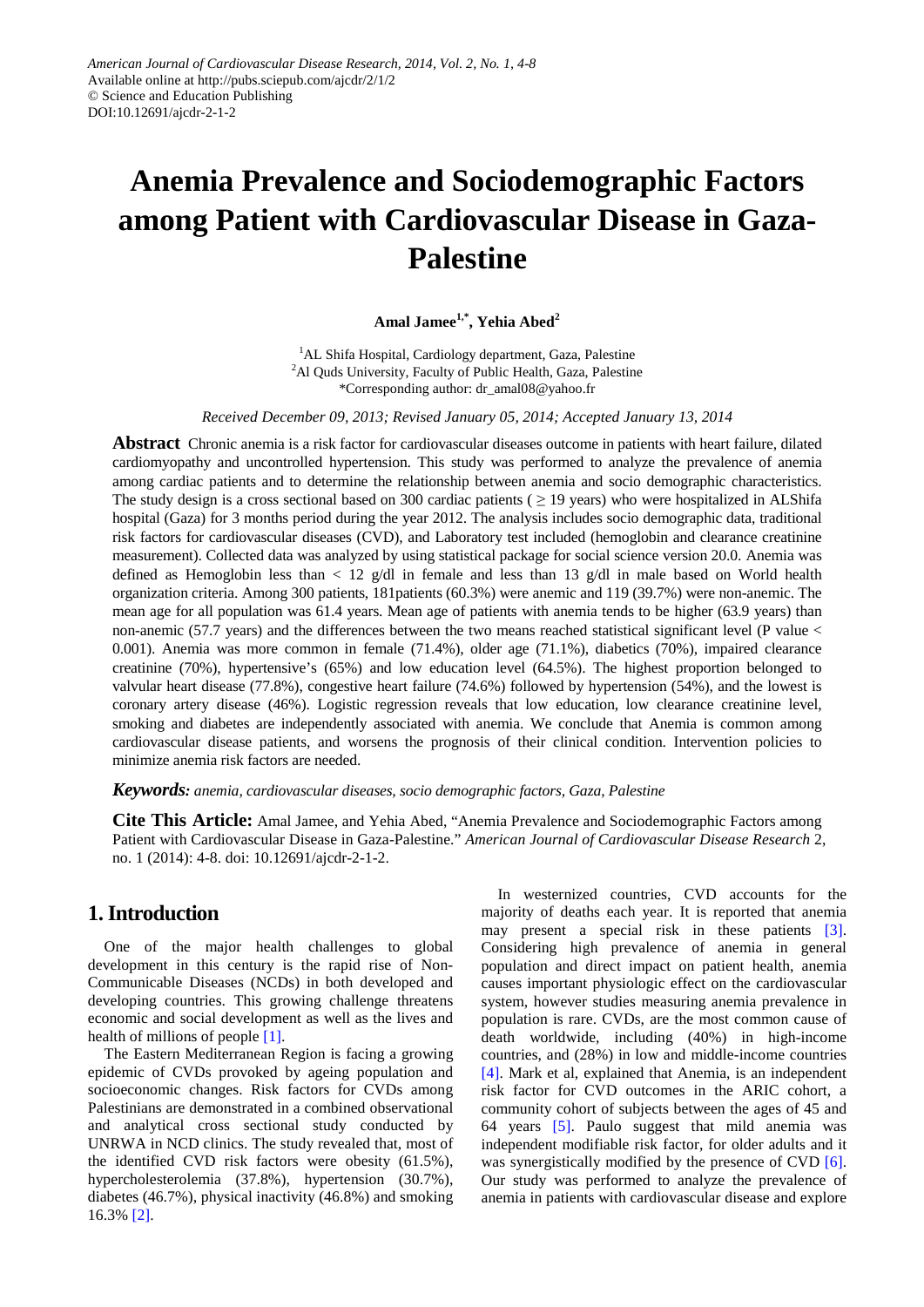# Anemia Prevalence and Sociodemographic Factors among Patient with Cardiovascular Disease in Gaza-Palestine

**Amal Jamee[1,*], Yehia Abed[2]**

[1]AL Shifa Hospital, Cardiology department, Gaza, Palestine
[2]Al Quds University, Faculty of Public Health, Gaza, Palestine
*Corresponding author: dr_amal08@yahoo.fr

*Received December 09, 2013; Revised January 05, 2014; Accepted January 13, 2014*

**Abstract** Chronic anemia is a risk factor for cardiovascular diseases outcome in patients with heart failure, dilated cardiomyopathy and uncontrolled hypertension. This study was performed to analyze the prevalence of anemia among cardiac patients and to determine the relationship between anemia and socio demographic characteristics. The study design is a cross sectional based on 300 cardiac patients ( ≥ 19 years) who were hospitalized in ALShifa hospital (Gaza) for 3 months period during the year 2012. The analysis includes socio demographic data, traditional risk factors for cardiovascular diseases (CVD), and Laboratory test included (hemoglobin and clearance creatinine measurement). Collected data was analyzed by using statistical package for social science version 20.0. Anemia was defined as Hemoglobin less than < 12 g/dl in female and less than 13 g/dl in male based on World health organization criteria. Among 300 patients, 181patients (60.3%) were anemic and 119 (39.7%) were non-anemic. The mean age for all population was 61.4 years. Mean age of patients with anemia tends to be higher (63.9 years) than non-anemic (57.7 years) and the differences between the two means reached statistical significant level (P value < 0.001). Anemia was more common in female (71.4%), older age (71.1%), diabetics (70%), impaired clearance creatinine (70%), hypertensive's (65%) and low education level (64.5%). The highest proportion belonged to valvular heart disease (77.8%), congestive heart failure (74.6%) followed by hypertension (54%), and the lowest is coronary artery disease (46%). Logistic regression reveals that low education, low clearance creatinine level, smoking and diabetes are independently associated with anemia. We conclude that Anemia is common among cardiovascular disease patients, and worsens the prognosis of their clinical condition. Intervention policies to minimize anemia risk factors are needed.

***Keywords:*** *anemia, cardiovascular diseases, socio demographic factors, Gaza, Palestine*

**Cite This Article:** Amal Jamee, and Yehia Abed, "Anemia Prevalence and Sociodemographic Factors among Patient with Cardiovascular Disease in Gaza-Palestine." *American Journal of Cardiovascular Disease Research* 2, no. 1 (2014): 4-8. doi: 10.12691/ajcdr-2-1-2.

## 1. Introduction

One of the major health challenges to global development in this century is the rapid rise of Non-Communicable Diseases (NCDs) in both developed and developing countries. This growing challenge threatens economic and social development as well as the lives and health of millions of people [1].

The Eastern Mediterranean Region is facing a growing epidemic of CVDs provoked by ageing population and socioeconomic changes. Risk factors for CVDs among Palestinians are demonstrated in a combined observational and analytical cross sectional study conducted by UNRWA in NCD clinics. The study revealed that, most of the identified CVD risk factors were obesity (61.5%), hypercholesterolemia (37.8%), hypertension (30.7%), diabetes (46.7%), physical inactivity (46.8%) and smoking 16.3% [2].

In westernized countries, CVD accounts for the majority of deaths each year. It is reported that anemia may present a special risk in these patients [3]. Considering high prevalence of anemia in general population and direct impact on patient health, anemia causes important physiologic effect on the cardiovascular system, however studies measuring anemia prevalence in population is rare. CVDs, are the most common cause of death worldwide, including (40%) in high-income countries, and (28%) in low and middle-income countries [4]. Mark et al, explained that Anemia, is an independent risk factor for CVD outcomes in the ARIC cohort, a community cohort of subjects between the ages of 45 and 64 years [5]. Paulo suggest that mild anemia was independent modifiable risk factor, for older adults and it was synergistically modified by the presence of CVD [6]. Our study was performed to analyze the prevalence of anemia in patients with cardiovascular disease and explore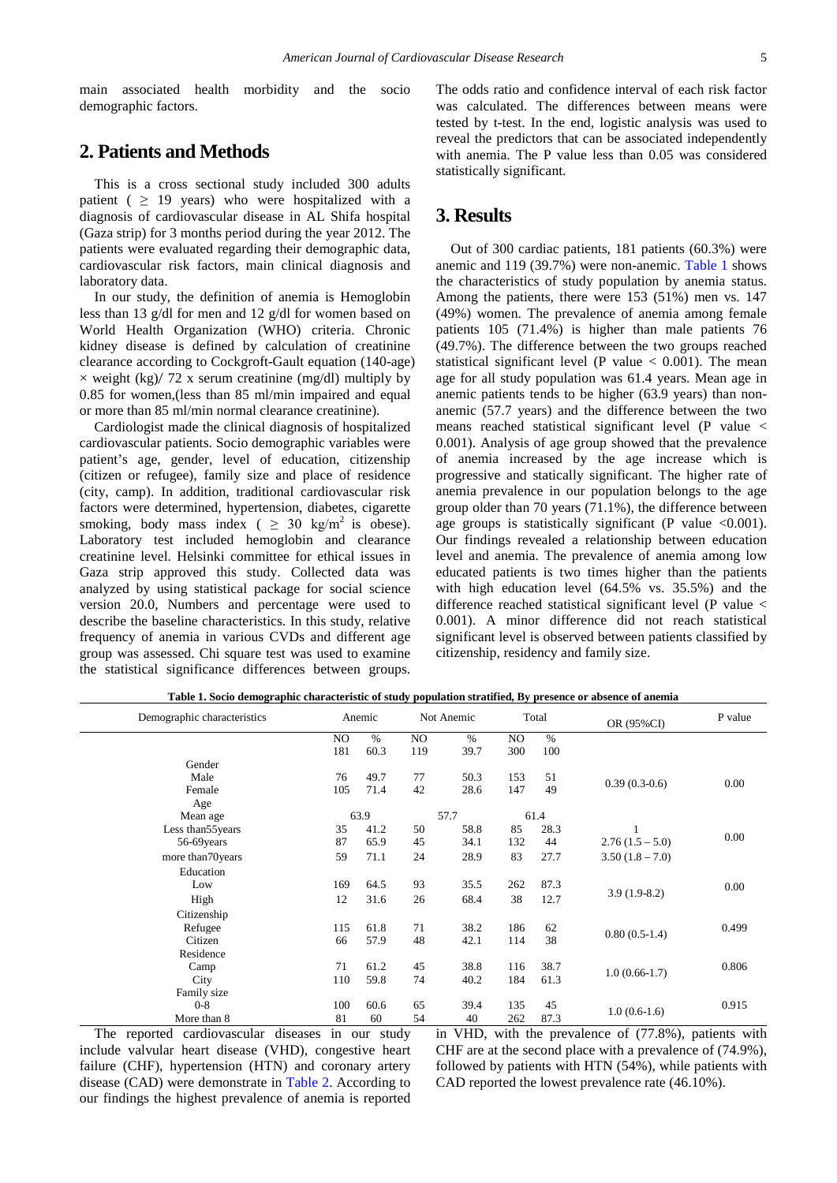main associated health morbidity and the socio demographic factors.

## 2. Patients and Methods

This is a cross sectional study included 300 adults patient ( $\geq$ 19 years) who were hospitalized with a diagnosis of cardiovascular disease in AL Shifa hospital (Gaza strip) for 3 months period during the year 2012. The patients were evaluated regarding their demographic data, cardiovascular risk factors, main clinical diagnosis and laboratory data.

In our study, the definition of anemia is Hemoglobin less than 13 g/dl for men and 12 g/dl for women based on World Health Organization (WHO) criteria. Chronic kidney disease is defined by calculation of creatinine clearance according to Cockgroft-Gault equation (140-age) $\times$ weight (kg)/ 72 x serum creatinine (mg/dl) multiply by 0.85 for women,(less than 85 ml/min impaired and equal or more than 85 ml/min normal clearance creatinine).

Cardiologist made the clinical diagnosis of hospitalized cardiovascular patients. Socio demographic variables were patient's age, gender, level of education, citizenship (citizen or refugee), family size and place of residence (city, camp). In addition, traditional cardiovascular risk factors were determined, hypertension, diabetes, cigarette smoking, body mass index ( $\geq$ 30 kg/m$^2$ is obese). Laboratory test included hemoglobin and clearance creatinine level. Helsinki committee for ethical issues in Gaza strip approved this study. Collected data was analyzed by using statistical package for social science version 20.0, Numbers and percentage were used to describe the baseline characteristics. In this study, relative frequency of anemia in various CVDs and different age group was assessed. Chi square test was used to examine the statistical significance differences between groups. The odds ratio and confidence interval of each risk factor was calculated. The differences between means were tested by t-test. In the end, logistic analysis was used to reveal the predictors that can be associated independently with anemia. The P value less than 0.05 was considered statistically significant.

## 3. Results

Out of 300 cardiac patients, 181 patients (60.3%) were anemic and 119 (39.7%) were non-anemic. Table 1 shows the characteristics of study population by anemia status. Among the patients, there were 153 (51%) men vs. 147 (49%) women. The prevalence of anemia among female patients 105 (71.4%) is higher than male patients 76 (49.7%). The difference between the two groups reached statistical significant level (P value < 0.001). The mean age for all study population was 61.4 years. Mean age in anemic patients tends to be higher (63.9 years) than non-anemic (57.7 years) and the difference between the two means reached statistical significant level (P value < 0.001). Analysis of age group showed that the prevalence of anemia increased by the age increase which is progressive and statically significant. The higher rate of anemia prevalence in our population belongs to the age group older than 70 years (71.1%), the difference between age groups is statistically significant (P value <0.001). Our findings revealed a relationship between education level and anemia. The prevalence of anemia among low educated patients is two times higher than the patients with high education level (64.5% vs. 35.5%) and the difference reached statistical significant level (P value < 0.001). A minor difference did not reach statistical significant level is observed between patients classified by citizenship, residency and family size.

**Table 1. Socio demographic characteristic of study population stratified, By presence or absence of anemia**

| Demographic characteristics | Anemic | | Not Anemic | | Total | | OR (95%CI) | P value |
|---|---|---|---|---|---|---|---|---|
| | NO | % | NO | % | NO | % | | |
| | 181 | 60.3 | 119 | 39.7 | 300 | 100 | | |
| Gender | | | | | | | | |
| Male | 76 | 49.7 | 77 | 50.3 | 153 | 51 | 0.39 (0.3-0.6) | 0.00 |
| Female | 105 | 71.4 | 42 | 28.6 | 147 | 49 | | |
| Age | | | | | | | | |
| Mean age | 63.9 | | 57.7 | | 61.4 | | | |
| Less than55years | 35 | 41.2 | 50 | 58.8 | 85 | 28.3 | 1 | 0.00 |
| 56-69years | 87 | 65.9 | 45 | 34.1 | 132 | 44 | 2.76 (1.5 – 5.0) | |
| more than70years | 59 | 71.1 | 24 | 28.9 | 83 | 27.7 | 3.50 (1.8 – 7.0) | |
| Education | | | | | | | | |
| Low | 169 | 64.5 | 93 | 35.5 | 262 | 87.3 | 3.9 (1.9-8.2) | 0.00 |
| High | 12 | 31.6 | 26 | 68.4 | 38 | 12.7 | | |
| Citizenship | | | | | | | | |
| Refugee | 115 | 61.8 | 71 | 38.2 | 186 | 62 | 0.80 (0.5-1.4) | 0.499 |
| Citizen | 66 | 57.9 | 48 | 42.1 | 114 | 38 | | |
| Residence | | | | | | | | |
| Camp | 71 | 61.2 | 45 | 38.8 | 116 | 38.7 | 1.0 (0.66-1.7) | 0.806 |
| City | 110 | 59.8 | 74 | 40.2 | 184 | 61.3 | | |
| Family size | | | | | | | | |
| 0-8 | 100 | 60.6 | 65 | 39.4 | 135 | 45 | 1.0 (0.6-1.6) | 0.915 |
| More than 8 | 81 | 60 | 54 | 40 | 262 | 87.3 | | |

The reported cardiovascular diseases in our study include valvular heart disease (VHD), congestive heart failure (CHF), hypertension (HTN) and coronary artery disease (CAD) were demonstrate in Table 2. According to our findings the highest prevalence of anemia is reported in VHD, with the prevalence of (77.8%), patients with CHF are at the second place with a prevalence of (74.9%), followed by patients with HTN (54%), while patients with CAD reported the lowest prevalence rate (46.10%).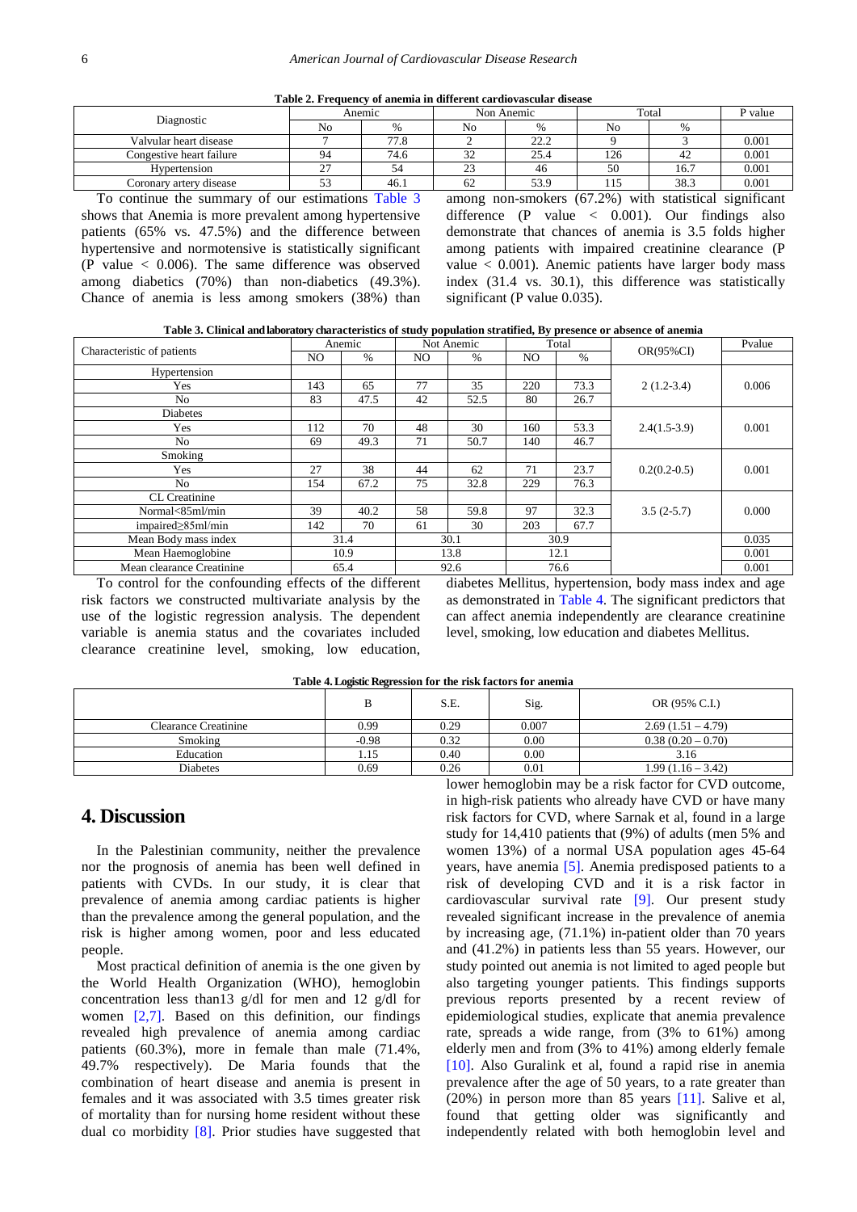**Table 2. Frequency of anemia in different cardiovascular disease**

| Diagnostic | Anemic | | Non Anemic | | Total | | P value |
|---|---|---|---|---|---|---|---|
| | No | % | No | % | No | % | |
| Valvular heart disease | 7 | 77.8 | 2 | 22.2 | 9 | 3 | 0.001 |
| Congestive heart failure | 94 | 74.6 | 32 | 25.4 | 126 | 42 | 0.001 |
| Hypertension | 27 | 54 | 23 | 46 | 50 | 16.7 | 0.001 |
| Coronary artery disease | 53 | 46.1 | 62 | 53.9 | 115 | 38.3 | 0.001 |

To continue the summary of our estimations Table 3 shows that Anemia is more prevalent among hypertensive patients (65% vs. 47.5%) and the difference between hypertensive and normotensive is statistically significant (P value < 0.006). The same difference was observed among diabetics (70%) than non-diabetics (49.3%). Chance of anemia is less among smokers (38%) than among non-smokers (67.2%) with statistical significant difference (P value < 0.001). Our findings also demonstrate that chances of anemia is 3.5 folds higher among patients with impaired creatinine clearance (P value < 0.001). Anemic patients have larger body mass index (31.4 vs. 30.1), this difference was statistically significant (P value 0.035).

**Table 3. Clinical and laboratory characteristics of study population stratified, By presence or absence of anemia**

| Characteristic of patients | Anemic | | Not Anemic | | Total | | OR(95%CI) | Pvalue |
|---|---|---|---|---|---|---|---|---|
| | NO | % | NO | % | NO | % | | |
| Hypertension | | | | | | | | |
| Yes | 143 | 65 | 77 | 35 | 220 | 73.3 | 2 (1.2-3.4) | 0.006 |
| No | 83 | 47.5 | 42 | 52.5 | 80 | 26.7 | | |
| Diabetes | | | | | | | | |
| Yes | 112 | 70 | 48 | 30 | 160 | 53.3 | 2.4(1.5-3.9) | 0.001 |
| No | 69 | 49.3 | 71 | 50.7 | 140 | 46.7 | | |
| Smoking | | | | | | | | |
| Yes | 27 | 38 | 44 | 62 | 71 | 23.7 | 0.2(0.2-0.5) | 0.001 |
| No | 154 | 67.2 | 75 | 32.8 | 229 | 76.3 | | |
| CL Creatinine | | | | | | | | |
| Normal<85ml/min | 39 | 40.2 | 58 | 59.8 | 97 | 32.3 | 3.5 (2-5.7) | 0.000 |
| impaired≥85ml/min | 142 | 70 | 61 | 30 | 203 | 67.7 | | |
| Mean Body mass index | 31.4 | | 30.1 | | 30.9 | | | 0.035 |
| Mean Haemoglobine | 10.9 | | 13.8 | | 12.1 | | | 0.001 |
| Mean clearance Creatinine | 65.4 | | 92.6 | | 76.6 | | | 0.001 |

To control for the confounding effects of the different risk factors we constructed multivariate analysis by the use of the logistic regression analysis. The dependent variable is anemia status and the covariates included clearance creatinine level, smoking, low education, diabetes Mellitus, hypertension, body mass index and age as demonstrated in Table 4. The significant predictors that can affect anemia independently are clearance creatinine level, smoking, low education and diabetes Mellitus.

**Table 4. Logistic Regression for the risk factors for anemia**

| | B | S.E. | Sig. | OR (95% C.I.) |
|---|---|---|---|---|
| Clearance Creatinine | 0.99 | 0.29 | 0.007 | 2.69 (1.51 – 4.79) |
| Smoking | -0.98 | 0.32 | 0.00 | 0.38 (0.20 – 0.70) |
| Education | 1.15 | 0.40 | 0.00 | 3.16 |
| Diabetes | 0.69 | 0.26 | 0.01 | 1.99 (1.16 – 3.42) |

## 4. Discussion

In the Palestinian community, neither the prevalence nor the prognosis of anemia has been well defined in patients with CVDs. In our study, it is clear that prevalence of anemia among cardiac patients is higher than the prevalence among the general population, and the risk is higher among women, poor and less educated people.

Most practical definition of anemia is the one given by the World Health Organization (WHO), hemoglobin concentration less than13 g/dl for men and 12 g/dl for women [2,7]. Based on this definition, our findings revealed high prevalence of anemia among cardiac patients (60.3%), more in female than male (71.4%, 49.7% respectively). De Maria founds that the combination of heart disease and anemia is present in females and it was associated with 3.5 times greater risk of mortality than for nursing home resident without these dual co morbidity [8]. Prior studies have suggested that lower hemoglobin may be a risk factor for CVD outcome, in high-risk patients who already have CVD or have many risk factors for CVD, where Sarnak et al, found in a large study for 14,410 patients that (9%) of adults (men 5% and women 13%) of a normal USA population ages 45-64 years, have anemia [5]. Anemia predisposed patients to a risk of developing CVD and it is a risk factor in cardiovascular survival rate [9]. Our present study revealed significant increase in the prevalence of anemia by increasing age, (71.1%) in-patient older than 70 years and (41.2%) in patients less than 55 years. However, our study pointed out anemia is not limited to aged people but also targeting younger patients. This findings supports previous reports presented by a recent review of epidemiological studies, explicate that anemia prevalence rate, spreads a wide range, from (3% to 61%) among elderly men and from (3% to 41%) among elderly female [10]. Also Guralink et al, found a rapid rise in anemia prevalence after the age of 50 years, to a rate greater than (20%) in person more than 85 years [11]. Salive et al, found that getting older was significantly and independently related with both hemoglobin level and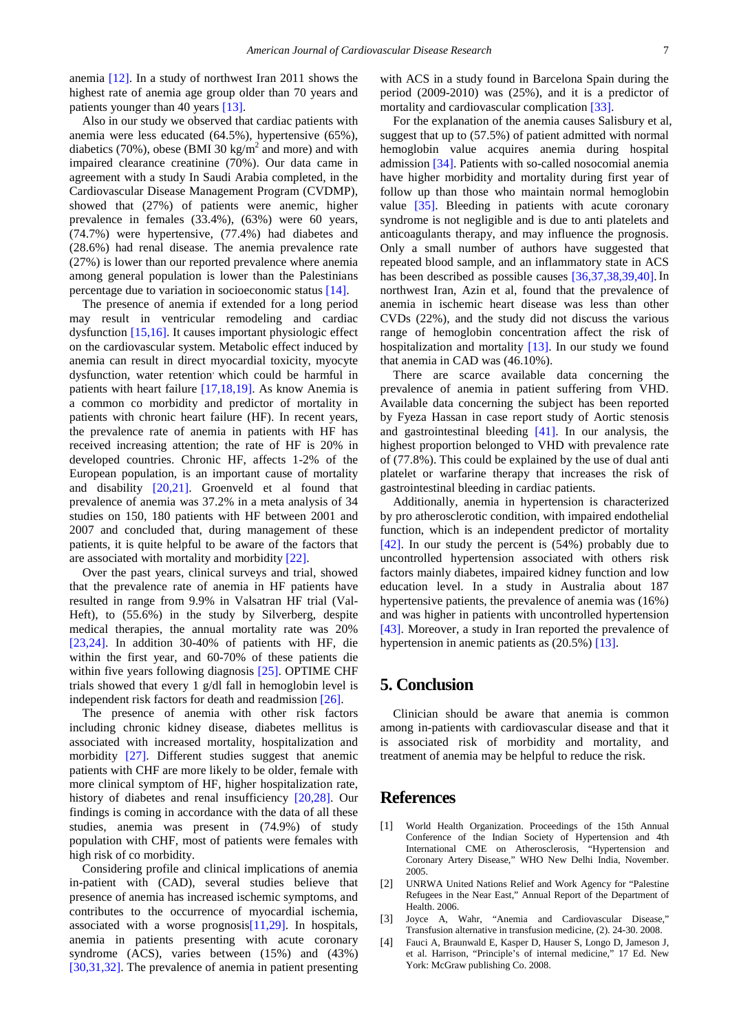anemia [12]. In a study of northwest Iran 2011 shows the highest rate of anemia age group older than 70 years and patients younger than 40 years [13].

Also in our study we observed that cardiac patients with anemia were less educated (64.5%), hypertensive (65%), diabetics (70%), obese (BMI 30 $kg/m^2$ and more) and with impaired clearance creatinine (70%). Our data came in agreement with a study In Saudi Arabia completed, in the Cardiovascular Disease Management Program (CVDMP), showed that (27%) of patients were anemic, higher prevalence in females (33.4%), (63%) were 60 years, (74.7%) were hypertensive, (77.4%) had diabetes and (28.6%) had renal disease. The anemia prevalence rate (27%) is lower than our reported prevalence where anemia among general population is lower than the Palestinians percentage due to variation in socioeconomic status [14].

The presence of anemia if extended for a long period may result in ventricular remodeling and cardiac dysfunction [15,16]. It causes important physiologic effect on the cardiovascular system. Metabolic effect induced by anemia can result in direct myocardial toxicity, myocyte dysfunction, water retention, which could be harmful in patients with heart failure [17,18,19]. As know Anemia is a common co morbidity and predictor of mortality in patients with chronic heart failure (HF). In recent years, the prevalence rate of anemia in patients with HF has received increasing attention; the rate of HF is 20% in developed countries. Chronic HF, affects 1-2% of the European population, is an important cause of mortality and disability [20,21]. Groenveld et al found that prevalence of anemia was 37.2% in a meta analysis of 34 studies on 150, 180 patients with HF between 2001 and 2007 and concluded that, during management of these patients, it is quite helpful to be aware of the factors that are associated with mortality and morbidity [22].

Over the past years, clinical surveys and trial, showed that the prevalence rate of anemia in HF patients have resulted in range from 9.9% in Valsatran HF trial (Val-Heft), to (55.6%) in the study by Silverberg, despite medical therapies, the annual mortality rate was 20% [23,24]. In addition 30-40% of patients with HF, die within the first year, and 60-70% of these patients die within five years following diagnosis [25]. OPTIME CHF trials showed that every 1 g/dl fall in hemoglobin level is independent risk factors for death and readmission [26].

The presence of anemia with other risk factors including chronic kidney disease, diabetes mellitus is associated with increased mortality, hospitalization and morbidity [27]. Different studies suggest that anemic patients with CHF are more likely to be older, female with more clinical symptom of HF, higher hospitalization rate, history of diabetes and renal insufficiency [20,28]. Our findings is coming in accordance with the data of all these studies, anemia was present in (74.9%) of study population with CHF, most of patients were females with high risk of co morbidity.

Considering profile and clinical implications of anemia in-patient with (CAD), several studies believe that presence of anemia has increased ischemic symptoms, and contributes to the occurrence of myocardial ischemia, associated with a worse prognosis[11,29]. In hospitals, anemia in patients presenting with acute coronary syndrome (ACS), varies between (15%) and (43%) [30,31,32]. The prevalence of anemia in patient presenting with ACS in a study found in Barcelona Spain during the period (2009-2010) was (25%), and it is a predictor of mortality and cardiovascular complication [33].

For the explanation of the anemia causes Salisbury et al, suggest that up to (57.5%) of patient admitted with normal hemoglobin value acquires anemia during hospital admission [34]. Patients with so-called nosocomial anemia have higher morbidity and mortality during first year of follow up than those who maintain normal hemoglobin value [35]. Bleeding in patients with acute coronary syndrome is not negligible and is due to anti platelets and anticoagulants therapy, and may influence the prognosis. Only a small number of authors have suggested that repeated blood sample, and an inflammatory state in ACS has been described as possible causes [36,37,38,39,40]. In northwest Iran, Azin et al, found that the prevalence of anemia in ischemic heart disease was less than other CVDs (22%), and the study did not discuss the various range of hemoglobin concentration affect the risk of hospitalization and mortality [13]. In our study we found that anemia in CAD was (46.10%).

There are scarce available data concerning the prevalence of anemia in patient suffering from VHD. Available data concerning the subject has been reported by Fyeza Hassan in case report study of Aortic stenosis and gastrointestinal bleeding [41]. In our analysis, the highest proportion belonged to VHD with prevalence rate of (77.8%). This could be explained by the use of dual anti platelet or warfarine therapy that increases the risk of gastrointestinal bleeding in cardiac patients.

Additionally, anemia in hypertension is characterized by pro atherosclerotic condition, with impaired endothelial function, which is an independent predictor of mortality [42]. In our study the percent is (54%) probably due to uncontrolled hypertension associated with others risk factors mainly diabetes, impaired kidney function and low education level. In a study in Australia about 187 hypertensive patients, the prevalence of anemia was (16%) and was higher in patients with uncontrolled hypertension [43]. Moreover, a study in Iran reported the prevalence of hypertension in anemic patients as (20.5%) [13].

## 5. Conclusion

Clinician should be aware that anemia is common among in-patients with cardiovascular disease and that it is associated risk of morbidity and mortality, and treatment of anemia may be helpful to reduce the risk.

## References

[1] World Health Organization. Proceedings of the 15th Annual Conference of the Indian Society of Hypertension and 4th International CME on Atherosclerosis, "Hypertension and Coronary Artery Disease," WHO New Delhi India, November. 2005.

[2] UNRWA United Nations Relief and Work Agency for "Palestine Refugees in the Near East," Annual Report of the Department of Health. 2006.

[3] Joyce A, Wahr, "Anemia and Cardiovascular Disease," Transfusion alternative in transfusion medicine, (2). 24-30. 2008.

[4] Fauci A, Braunwald E, Kasper D, Hauser S, Longo D, Jameson J, et al. Harrison, "Principle's of internal medicine," 17 Ed. New York: McGraw publishing Co. 2008.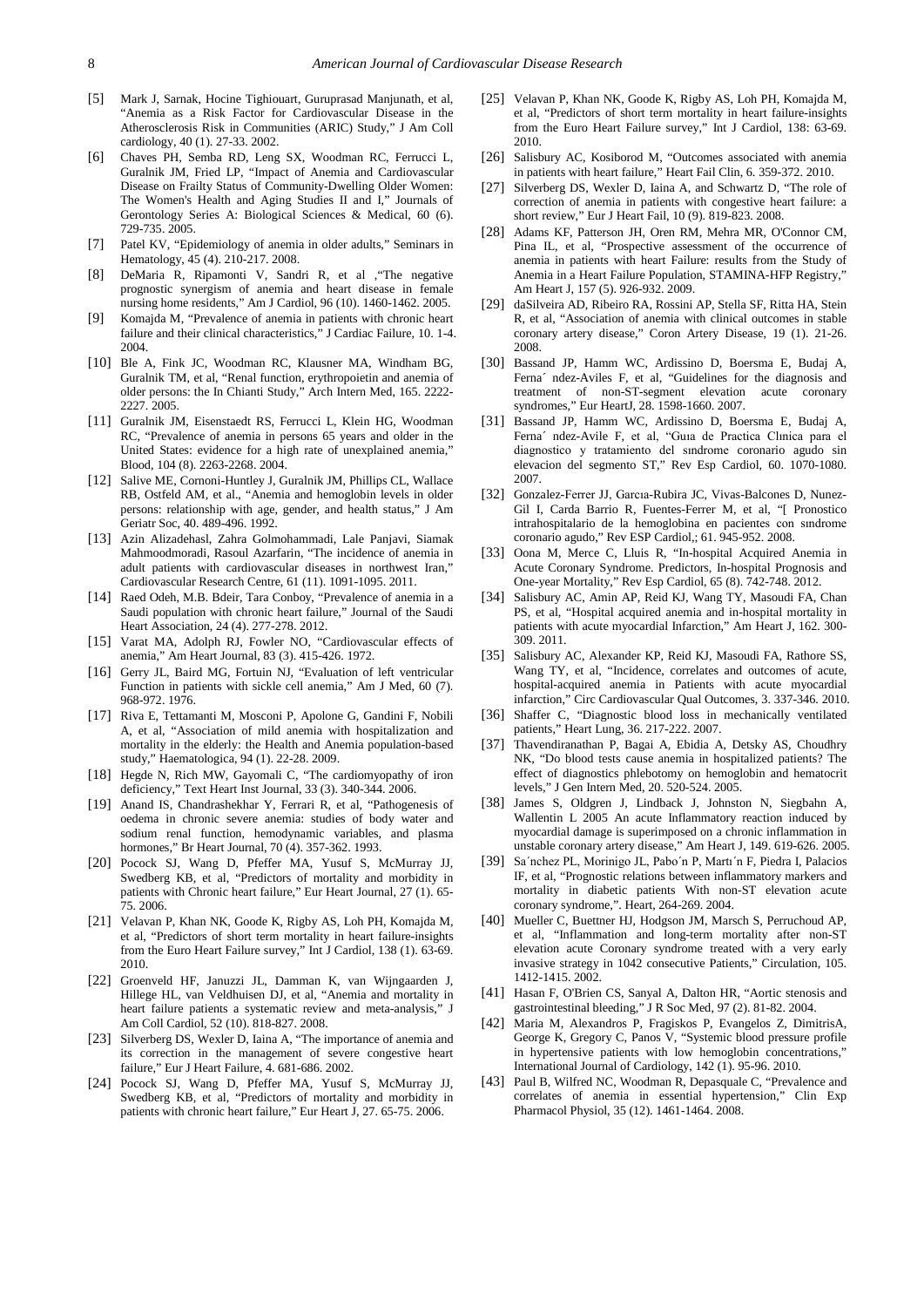[5] Mark J, Sarnak, Hocine Tighiouart, Guruprasad Manjunath, et al, "Anemia as a Risk Factor for Cardiovascular Disease in the Atherosclerosis Risk in Communities (ARIC) Study," J Am Coll cardiology, 40 (1). 27-33. 2002.

[6] Chaves PH, Semba RD, Leng SX, Woodman RC, Ferrucci L, Guralnik JM, Fried LP, "Impact of Anemia and Cardiovascular Disease on Frailty Status of Community-Dwelling Older Women: The Women's Health and Aging Studies II and I," Journals of Gerontology Series A: Biological Sciences & Medical, 60 (6). 729-735. 2005.

[7] Patel KV, "Epidemiology of anemia in older adults," Seminars in Hematology, 45 (4). 210-217. 2008.

[8] DeMaria R, Ripamonti V, Sandri R, et al ,"The negative prognostic synergism of anemia and heart disease in female nursing home residents," Am J Cardiol, 96 (10). 1460-1462. 2005.

[9] Komajda M, "Prevalence of anemia in patients with chronic heart failure and their clinical characteristics," J Cardiac Failure, 10. 1-4. 2004.

[10] Ble A, Fink JC, Woodman RC, Klausner MA, Windham BG, Guralnik TM, et al, "Renal function, erythropoietin and anemia of older persons: the In Chianti Study," Arch Intern Med, 165. 2222-2227. 2005.

[11] Guralnik JM, Eisenstaedt RS, Ferrucci L, Klein HG, Woodman RC, "Prevalence of anemia in persons 65 years and older in the United States: evidence for a high rate of unexplained anemia," Blood, 104 (8). 2263-2268. 2004.

[12] Salive ME, Cornoni-Huntley J, Guralnik JM, Phillips CL, Wallace RB, Ostfeld AM, et al., "Anemia and hemoglobin levels in older persons: relationship with age, gender, and health status," J Am Geriatr Soc, 40. 489-496. 1992.

[13] Azin Alizadehasl, Zahra Golmohammadi, Lale Panjavi, Siamak Mahmoodmoradi, Rasoul Azarfarin, "The incidence of anemia in adult patients with cardiovascular diseases in northwest Iran," Cardiovascular Research Centre, 61 (11). 1091-1095. 2011.

[14] Raed Odeh, M.B. Bdeir, Tara Conboy, "Prevalence of anemia in a Saudi population with chronic heart failure," Journal of the Saudi Heart Association, 24 (4). 277-278. 2012.

[15] Varat MA, Adolph RJ, Fowler NO, "Cardiovascular effects of anemia," Am Heart Journal, 83 (3). 415-426. 1972.

[16] Gerry JL, Baird MG, Fortuin NJ, "Evaluation of left ventricular Function in patients with sickle cell anemia," Am J Med, 60 (7). 968-972. 1976.

[17] Riva E, Tettamanti M, Mosconi P, Apolone G, Gandini F, Nobili A, et al, "Association of mild anemia with hospitalization and mortality in the elderly: the Health and Anemia population-based study," Haematologica, 94 (1). 22-28. 2009.

[18] Hegde N, Rich MW, Gayomali C, "The cardiomyopathy of iron deficiency," Text Heart Inst Journal, 33 (3). 340-344. 2006.

[19] Anand IS, Chandrashekhar Y, Ferrari R, et al, "Pathogenesis of oedema in chronic severe anemia: studies of body water and sodium renal function, hemodynamic variables, and plasma hormones," Br Heart Journal, 70 (4). 357-362. 1993.

[20] Pocock SJ, Wang D, Pfeffer MA, Yusuf S, McMurray JJ, Swedberg KB, et al, "Predictors of mortality and morbidity in patients with Chronic heart failure," Eur Heart Journal, 27 (1). 65-75. 2006.

[21] Velavan P, Khan NK, Goode K, Rigby AS, Loh PH, Komajda M, et al, "Predictors of short term mortality in heart failure-insights from the Euro Heart Failure survey," Int J Cardiol, 138 (1). 63-69. 2010.

[22] Groenveld HF, Januzzi JL, Damman K, van Wijngaarden J, Hillege HL, van Veldhuisen DJ, et al, "Anemia and mortality in heart failure patients a systematic review and meta-analysis," J Am Coll Cardiol, 52 (10). 818-827. 2008.

[23] Silverberg DS, Wexler D, Iaina A, "The importance of anemia and its correction in the management of severe congestive heart failure," Eur J Heart Failure, 4. 681-686. 2002.

[24] Pocock SJ, Wang D, Pfeffer MA, Yusuf S, McMurray JJ, Swedberg KB, et al, "Predictors of mortality and morbidity in patients with chronic heart failure," Eur Heart J, 27. 65-75. 2006.

[25] Velavan P, Khan NK, Goode K, Rigby AS, Loh PH, Komajda M, et al, "Predictors of short term mortality in heart failure-insights from the Euro Heart Failure survey," Int J Cardiol, 138: 63-69. 2010.

[26] Salisbury AC, Kosiborod M, "Outcomes associated with anemia in patients with heart failure," Heart Fail Clin, 6. 359-372. 2010.

[27] Silverberg DS, Wexler D, Iaina A, and Schwartz D, "The role of correction of anemia in patients with congestive heart failure: a short review," Eur J Heart Fail, 10 (9). 819-823. 2008.

[28] Adams KF, Patterson JH, Oren RM, Mehra MR, O'Connor CM, Pina IL, et al, "Prospective assessment of the occurrence of anemia in patients with heart Failure: results from the Study of Anemia in a Heart Failure Population, STAMINA-HFP Registry," Am Heart J, 157 (5). 926-932. 2009.

[29] daSilveira AD, Ribeiro RA, Rossini AP, Stella SF, Ritta HA, Stein R, et al, "Association of anemia with clinical outcomes in stable coronary artery disease," Coron Artery Disease, 19 (1). 21-26. 2008.

[30] Bassand JP, Hamm WC, Ardissino D, Boersma E, Budaj A, Ferna´ ndez-Aviles F, et al, "Guidelines for the diagnosis and treatment of non-ST-segment elevation acute coronary syndromes," Eur HeartJ, 28. 1598-1660. 2007.

[31] Bassand JP, Hamm WC, Ardissino D, Boersma E, Budaj A, Ferna´ ndez-Avile F, et al, "Guıa de Practica Clınica para el diagnostico y tratamiento del sındrome coronario agudo sin elevacion del segmento ST," Rev Esp Cardiol, 60. 1070-1080. 2007.

[32] Gonzalez-Ferrer JJ, Garcıa-Rubira JC, Vivas-Balcones D, Nunez-Gil I, Carda Barrio R, Fuentes-Ferrer M, et al, "[ Pronostico intrahospitalario de la hemoglobina en pacientes con sındrome coronario agudo," Rev ESP Cardiol,; 61. 945-952. 2008.

[33] Oona M, Merce C, Lluis R, "In-hospital Acquired Anemia in Acute Coronary Syndrome. Predictors, In-hospital Prognosis and One-year Mortality," Rev Esp Cardiol, 65 (8). 742-748. 2012.

[34] Salisbury AC, Amin AP, Reid KJ, Wang TY, Masoudi FA, Chan PS, et al, "Hospital acquired anemia and in-hospital mortality in patients with acute myocardial Infarction," Am Heart J, 162. 300-309. 2011.

[35] Salisbury AC, Alexander KP, Reid KJ, Masoudi FA, Rathore SS, Wang TY, et al, "Incidence, correlates and outcomes of acute, hospital-acquired anemia in Patients with acute myocardial infarction," Circ Cardiovascular Qual Outcomes, 3. 337-346. 2010.

[36] Shaffer C, "Diagnostic blood loss in mechanically ventilated patients," Heart Lung, 36. 217-222. 2007.

[37] Thavendiranathan P, Bagai A, Ebidia A, Detsky AS, Choudhry NK, "Do blood tests cause anemia in hospitalized patients? The effect of diagnostics phlebotomy on hemoglobin and hematocrit levels," J Gen Intern Med, 20. 520-524. 2005.

[38] James S, Oldgren J, Lindback J, Johnston N, Siegbahn A, Wallentin L 2005 An acute Inflammatory reaction induced by myocardial damage is superimposed on a chronic inflammation in unstable coronary artery disease," Am Heart J, 149. 619-626. 2005.

[39] Sa´nchez PL, Morinigo JL, Pabo´n P, Martı´n F, Piedra I, Palacios IF, et al, "Prognostic relations between inflammatory markers and mortality in diabetic patients With non-ST elevation acute coronary syndrome,". Heart, 264-269. 2004.

[40] Mueller C, Buettner HJ, Hodgson JM, Marsch S, Perruchoud AP, et al, "Inflammation and long-term mortality after non-ST elevation acute Coronary syndrome treated with a very early invasive strategy in 1042 consecutive Patients," Circulation, 105. 1412-1415. 2002.

[41] Hasan F, O'Brien CS, Sanyal A, Dalton HR, "Aortic stenosis and gastrointestinal bleeding," J R Soc Med, 97 (2). 81-82. 2004.

[42] Maria M, Alexandros P, Fragiskos P, Evangelos Z, DimitrisA, George K, Gregory C, Panos V, "Systemic blood pressure profile in hypertensive patients with low hemoglobin concentrations," International Journal of Cardiology, 142 (1). 95-96. 2010.

[43] Paul B, Wilfred NC, Woodman R, Depasquale C, "Prevalence and correlates of anemia in essential hypertension," Clin Exp Pharmacol Physiol, 35 (12). 1461-1464. 2008.